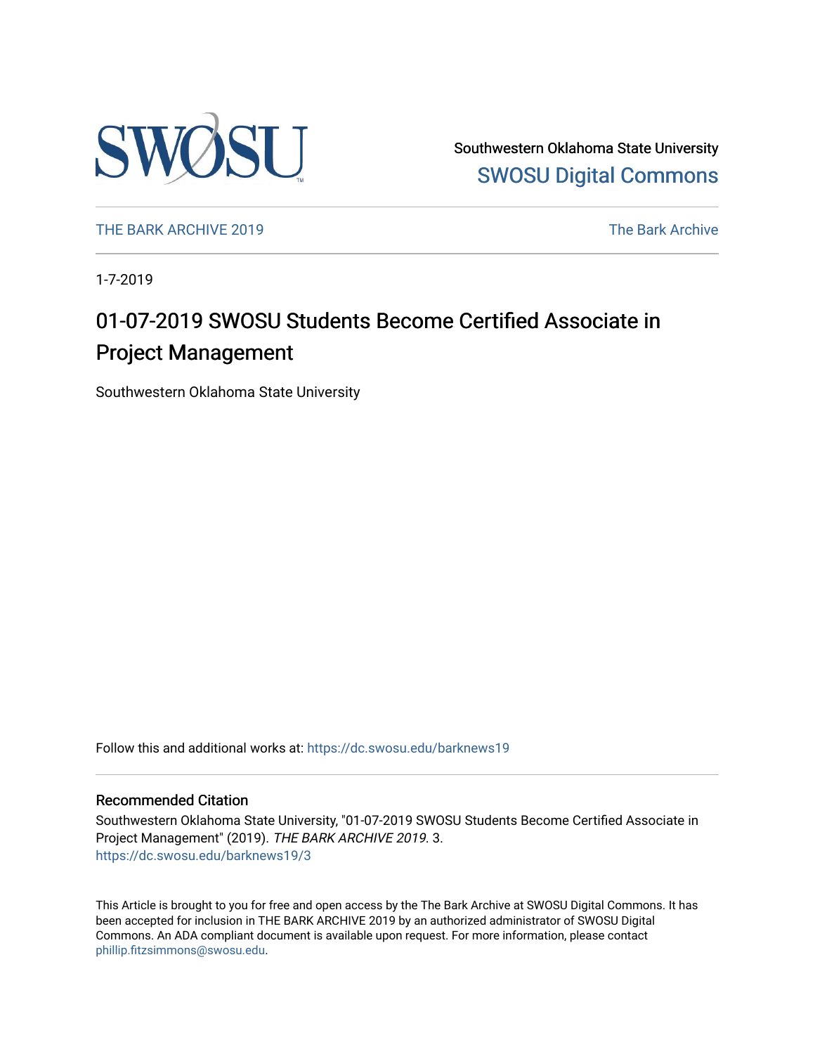Southwestern Oklahoma State University
SWOSU Digital Commons

THE BARK ARCHIVE 2019 The Bark Archive

1-7-2019

# 01-07-2019 SWOSU Students Become Certified Associate in Project Management

Southwestern Oklahoma State University

Follow this and additional works at: https://dc.swosu.edu/barknews19

## Recommended Citation

Southwestern Oklahoma State University, "01-07-2019 SWOSU Students Become Certified Associate in Project Management" (2019). *THE BARK ARCHIVE 2019*. 3.
https://dc.swosu.edu/barknews19/3

This Article is brought to you for free and open access by the The Bark Archive at SWOSU Digital Commons. It has been accepted for inclusion in THE BARK ARCHIVE 2019 by an authorized administrator of SWOSU Digital Commons. An ADA compliant document is available upon request. For more information, please contact phillip.fitzsimmons@swosu.edu.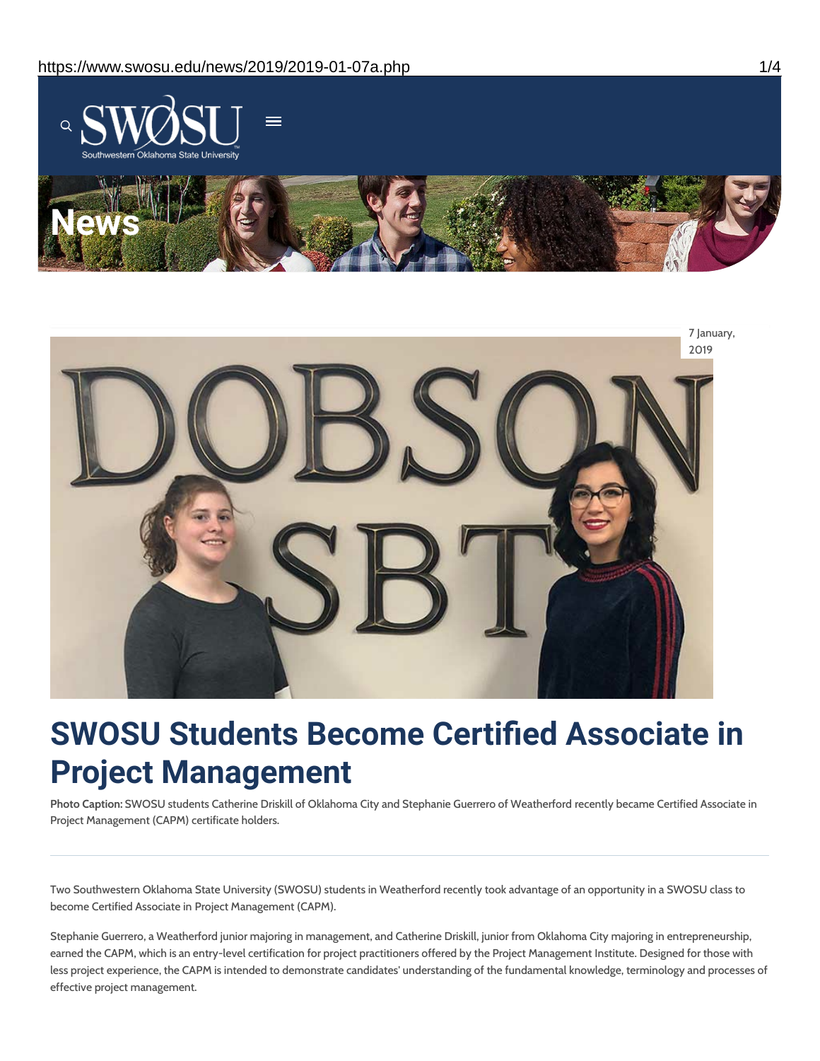7 January, 2019

# SWOSU Students Become Certified Associate in Project Management

**Photo Caption:** SWOSU students Catherine Driskill of Oklahoma City and Stephanie Guerrero of Weatherford recently became Certified Associate in Project Management (CAPM) certificate holders.

---

Two Southwestern Oklahoma State University (SWOSU) students in Weatherford recently took advantage of an opportunity in a SWOSU class to become Certified Associate in Project Management (CAPM).

Stephanie Guerrero, a Weatherford junior majoring in management, and Catherine Driskill, junior from Oklahoma City majoring in entrepreneurship, earned the CAPM, which is an entry-level certification for project practitioners offered by the Project Management Institute. Designed for those with less project experience, the CAPM is intended to demonstrate candidates' understanding of the fundamental knowledge, terminology and processes of effective project management.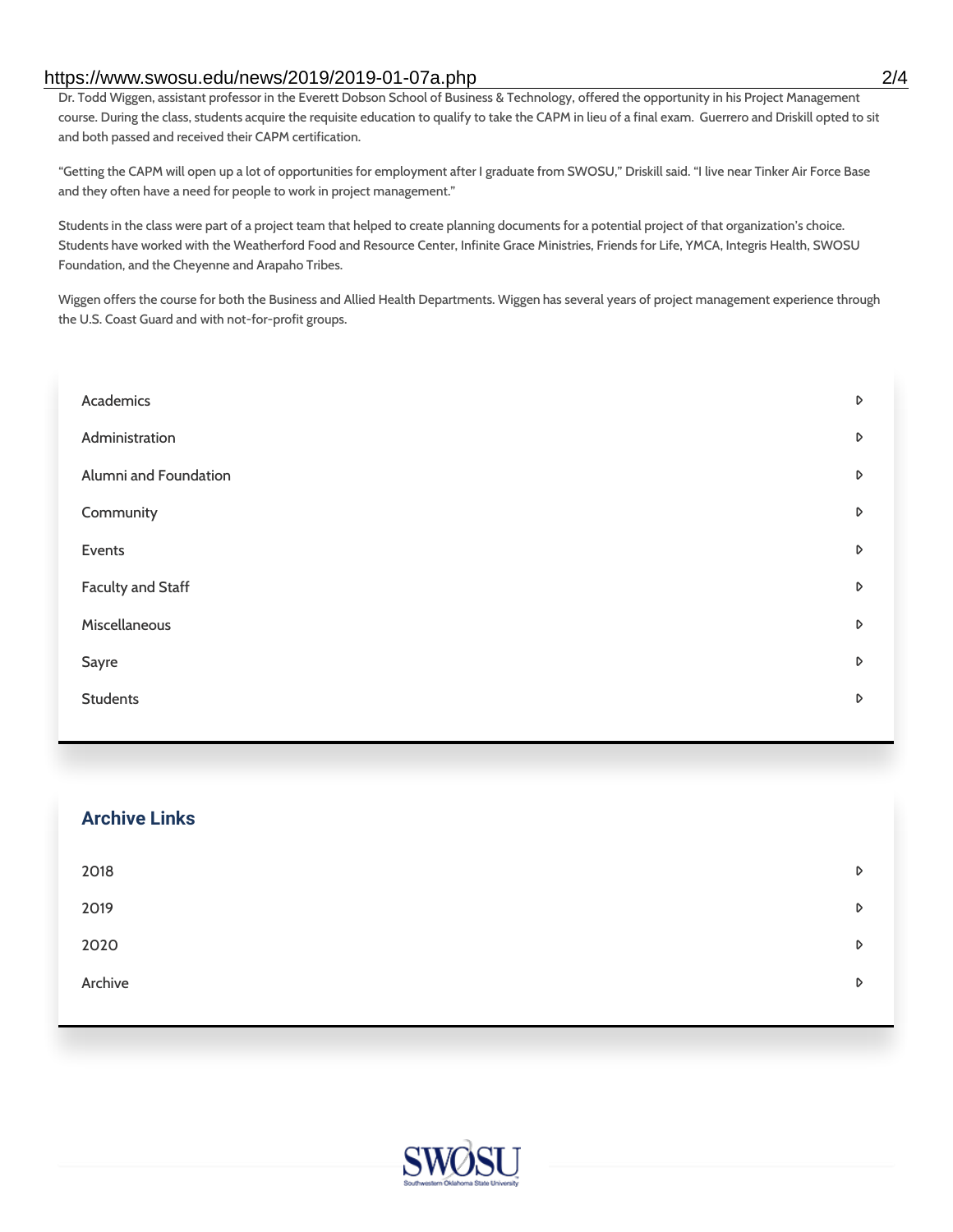Dr. Todd Wiggen, assistant professor in the Everett Dobson School of Business & Technology, offered the opportunity in his Project Management course. During the class, students acquire the requisite education to qualify to take the CAPM in lieu of a final exam. Guerrero and Driskill opted to sit and both passed and received their CAPM certification.

"Getting the CAPM will open up a lot of opportunities for employment after I graduate from SWOSU," Driskill said. "I live near Tinker Air Force Base and they often have a need for people to work in project management."

Students in the class were part of a project team that helped to create planning documents for a potential project of that organization's choice. Students have worked with the Weatherford Food and Resource Center, Infinite Grace Ministries, Friends for Life, YMCA, Integris Health, SWOSU Foundation, and the Cheyenne and Arapaho Tribes.

Wiggen offers the course for both the Business and Allied Health Departments. Wiggen has several years of project management experience through the U.S. Coast Guard and with not-for-profit groups.

- Academics
- Administration
- Alumni and Foundation
- Community
- Events
- Faculty and Staff
- Miscellaneous
- Sayre
- Students

## Archive Links

- 2018
- 2019
- 2020
- Archive

SWOSU
Southwestern Oklahoma State University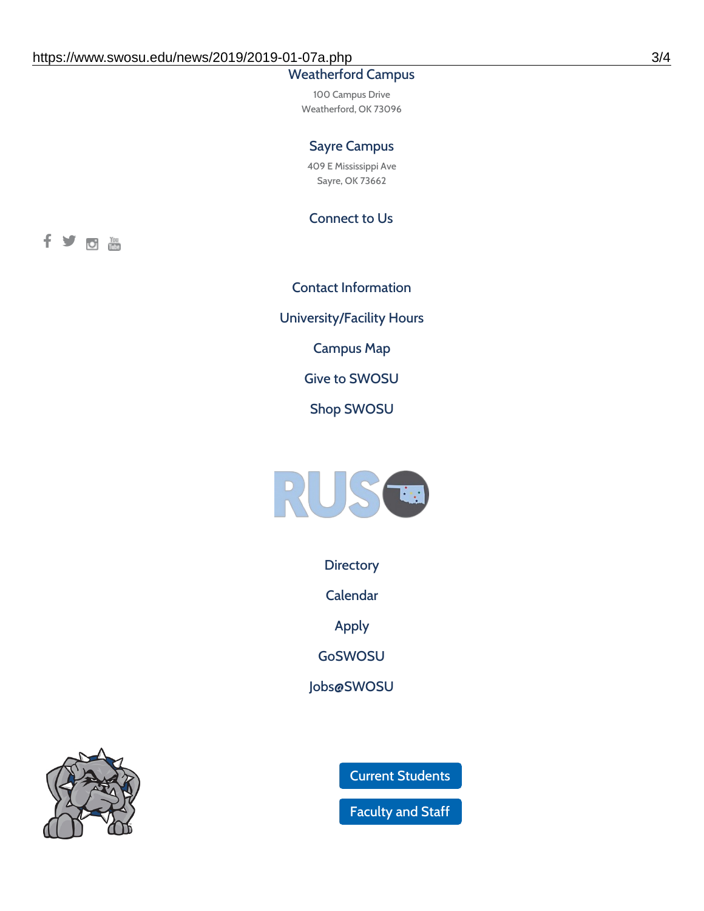## Weatherford Campus

100 Campus Drive
Weatherford, OK 73096

## Sayre Campus

409 E Mississippi Ave
Sayre, OK 73662

## Connect to Us

Contact Information

University/Facility Hours

Campus Map

Give to SWOSU

Shop SWOSU

Directory

Calendar

Apply

GoSWOSU

Jobs@SWOSU

Current Students

Faculty and Staff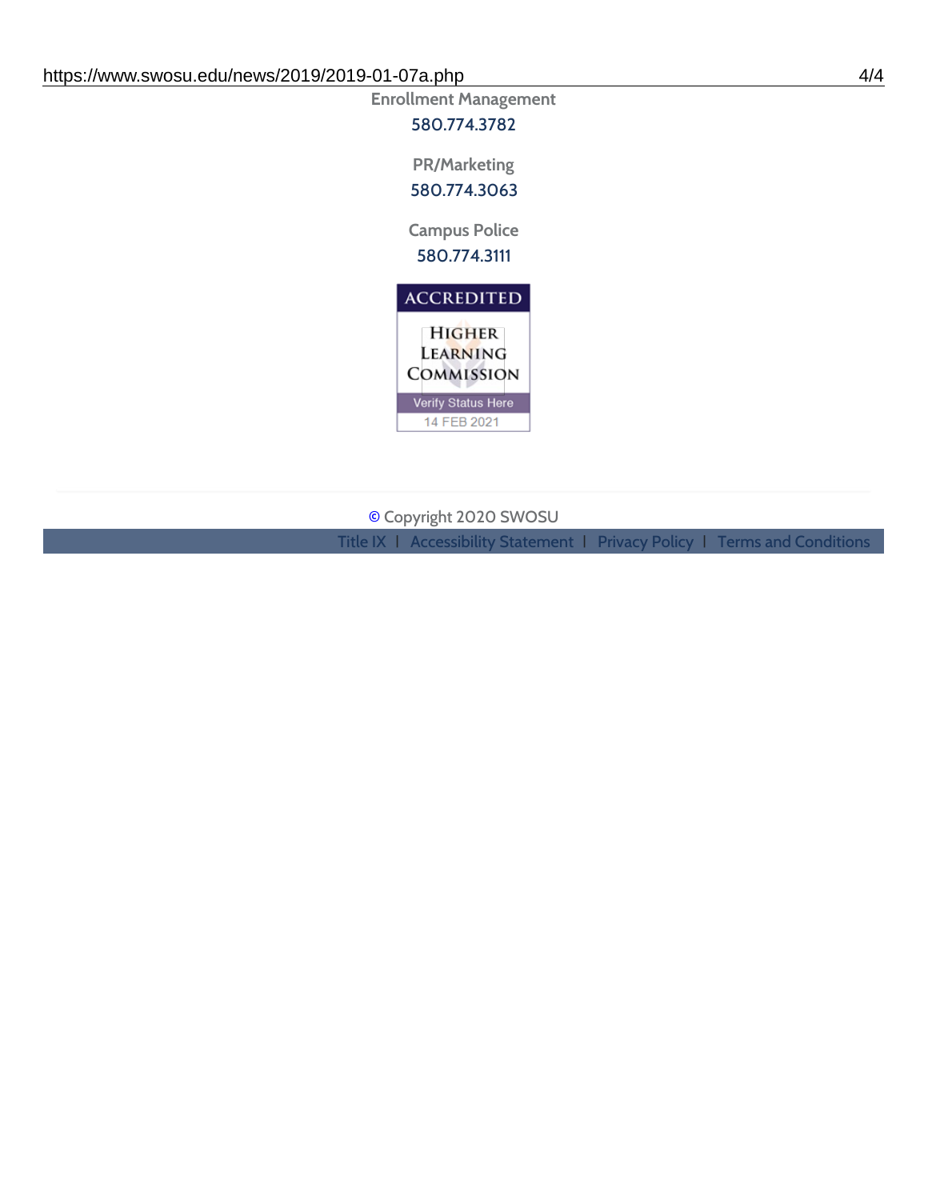Enrollment Management

580.774.3782

PR/Marketing

580.774.3063

Campus Police

580.774.3111

ACCREDITED

HIGHER LEARNING COMMISSION

Verify Status Here

14 FEB 2021

© Copyright 2020 SWOSU

Title IX | Accessibility Statement | Privacy Policy | Terms and Conditions